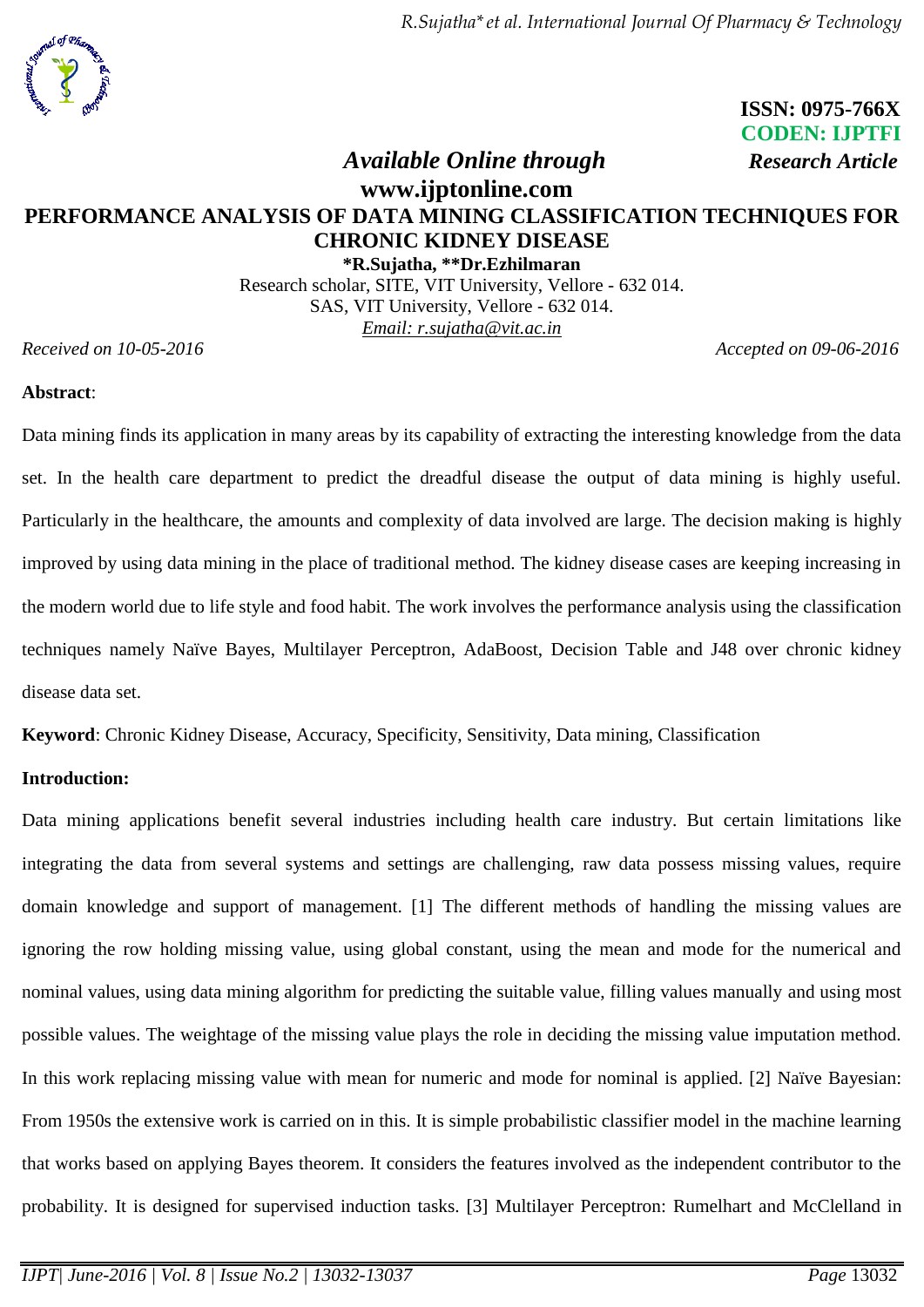ISSN: 0975-766X
CODEN: IJPTFI

*Available Online through* **Research Article**

**www.ijptonline.com**

# PERFORMANCE ANALYSIS OF DATA MINING CLASSIFICATION TECHNIQUES FOR CHRONIC KIDNEY DISEASE

**\*R.Sujatha, \*\*Dr.Ezhilmaran**

Research scholar, SITE, VIT University, Vellore - 632 014.
SAS, VIT University, Vellore - 632 014.
*Email: r.sujatha@vit.ac.in*

*Received on 10-05-2016* *Accepted on 09-06-2016*

**Abstract**:

Data mining finds its application in many areas by its capability of extracting the interesting knowledge from the data set. In the health care department to predict the dreadful disease the output of data mining is highly useful. Particularly in the healthcare, the amounts and complexity of data involved are large. The decision making is highly improved by using data mining in the place of traditional method. The kidney disease cases are keeping increasing in the modern world due to life style and food habit. The work involves the performance analysis using the classification techniques namely Naïve Bayes, Multilayer Perceptron, AdaBoost, Decision Table and J48 over chronic kidney disease data set.

**Keyword**: Chronic Kidney Disease, Accuracy, Specificity, Sensitivity, Data mining, Classification

**Introduction:**

Data mining applications benefit several industries including health care industry. But certain limitations like integrating the data from several systems and settings are challenging, raw data possess missing values, require domain knowledge and support of management. [1] The different methods of handling the missing values are ignoring the row holding missing value, using global constant, using the mean and mode for the numerical and nominal values, using data mining algorithm for predicting the suitable value, filling values manually and using most possible values. The weightage of the missing value plays the role in deciding the missing value imputation method. In this work replacing missing value with mean for numeric and mode for nominal is applied. [2] Naïve Bayesian: From 1950s the extensive work is carried on in this. It is simple probabilistic classifier model in the machine learning that works based on applying Bayes theorem. It considers the features involved as the independent contributor to the probability. It is designed for supervised induction tasks. [3] Multilayer Perceptron: Rumelhart and McClelland in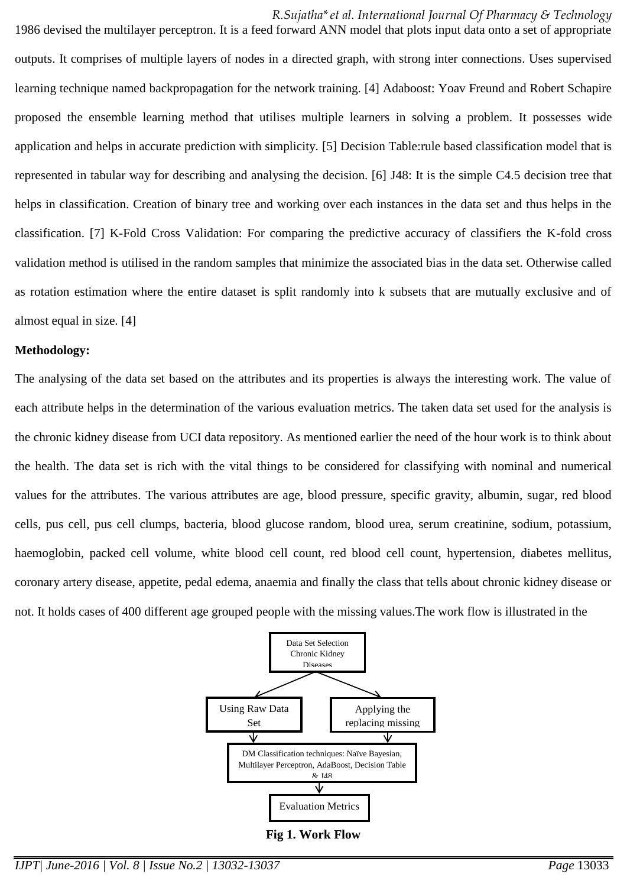1986 devised the multilayer perceptron. It is a feed forward ANN model that plots input data onto a set of appropriate outputs. It comprises of multiple layers of nodes in a directed graph, with strong inter connections. Uses supervised learning technique named backpropagation for the network training. [4] Adaboost: Yoav Freund and Robert Schapire proposed the ensemble learning method that utilises multiple learners in solving a problem. It possesses wide application and helps in accurate prediction with simplicity. [5] Decision Table:rule based classification model that is represented in tabular way for describing and analysing the decision. [6] J48: It is the simple C4.5 decision tree that helps in classification. Creation of binary tree and working over each instances in the data set and thus helps in the classification. [7] K-Fold Cross Validation: For comparing the predictive accuracy of classifiers the K-fold cross validation method is utilised in the random samples that minimize the associated bias in the data set. Otherwise called as rotation estimation where the entire dataset is split randomly into k subsets that are mutually exclusive and of almost equal in size. [4]

**Methodology:**

The analysing of the data set based on the attributes and its properties is always the interesting work. The value of each attribute helps in the determination of the various evaluation metrics. The taken data set used for the analysis is the chronic kidney disease from UCI data repository. As mentioned earlier the need of the hour work is to think about the health. The data set is rich with the vital things to be considered for classifying with nominal and numerical values for the attributes. The various attributes are age, blood pressure, specific gravity, albumin, sugar, red blood cells, pus cell, pus cell clumps, bacteria, blood glucose random, blood urea, serum creatinine, sodium, potassium, haemoglobin, packed cell volume, white blood cell count, red blood cell count, hypertension, diabetes mellitus, coronary artery disease, appetite, pedal edema, anaemia and finally the class that tells about chronic kidney disease or not. It holds cases of 400 different age grouped people with the missing values.The work flow is illustrated in the

Data Set Selection Chronic Kidney Diseases

Using Raw Data Set | Applying the replacing missing

DM Classification techniques: Naïve Bayesian, Multilayer Perceptron, AdaBoost, Decision Table & J48

Evaluation Metrics

**Fig 1. Work Flow**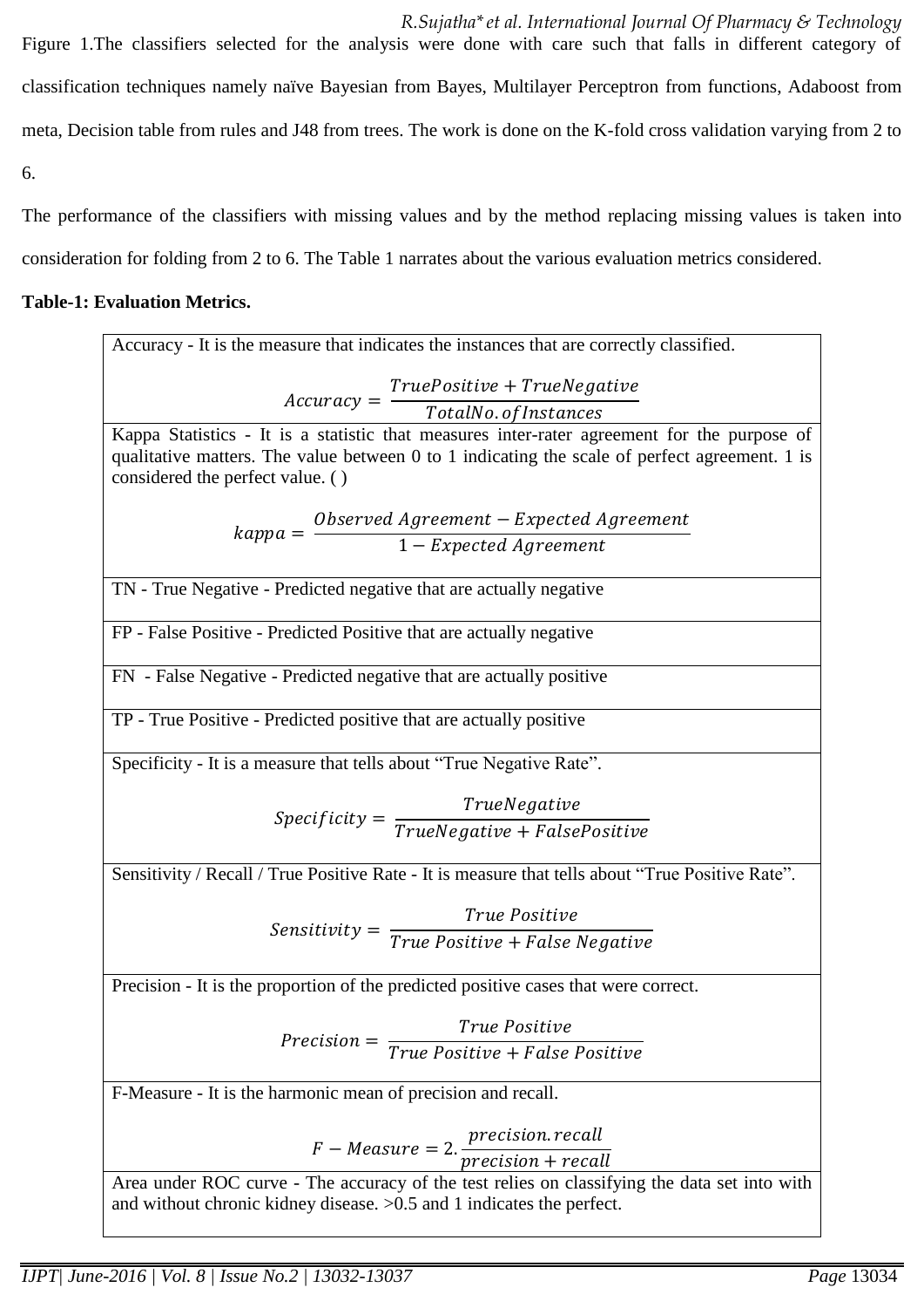Figure 1.The classifiers selected for the analysis were done with care such that falls in different category of classification techniques namely naïve Bayesian from Bayes, Multilayer Perceptron from functions, Adaboost from meta, Decision table from rules and J48 from trees. The work is done on the K-fold cross validation varying from 2 to 6.

The performance of the classifiers with missing values and by the method replacing missing values is taken into consideration for folding from 2 to 6. The Table 1 narrates about the various evaluation metrics considered.

**Table-1: Evaluation Metrics.**

| |
|---|
| Accuracy - It is the measure that indicates the instances that are correctly classified. $$Accuracy = \frac{TruePositive + TrueNegative}{TotalNo.\,of\,Instances}$$ |
| Kappa Statistics - It is a statistic that measures inter-rater agreement for the purpose of qualitative matters. The value between 0 to 1 indicating the scale of perfect agreement. 1 is considered the perfect value. ( ) $$kappa = \frac{Observed\ Agreement - Expected\ Agreement}{1 - Expected\ Agreement}$$ |
| TN - True Negative - Predicted negative that are actually negative |
| FP - False Positive - Predicted Positive that are actually negative |
| FN - False Negative - Predicted negative that are actually positive |
| TP - True Positive - Predicted positive that are actually positive |
| Specificity - It is a measure that tells about "True Negative Rate". $$Specificity = \frac{TrueNegative}{TrueNegative + FalsePositive}$$ |
| Sensitivity / Recall / True Positive Rate - It is measure that tells about "True Positive Rate". $$Sensitivity = \frac{True\ Positive}{True\ Positive + False\ Negative}$$ |
| Precision - It is the proportion of the predicted positive cases that were correct. $$Precision = \frac{True\ Positive}{True\ Positive + False\ Positive}$$ |
| F-Measure - It is the harmonic mean of precision and recall. $$F - Measure = 2.\frac{precision.recall}{precision + recall}$$ |
| Area under ROC curve - The accuracy of the test relies on classifying the data set into with and without chronic kidney disease. >0.5 and 1 indicates the perfect. |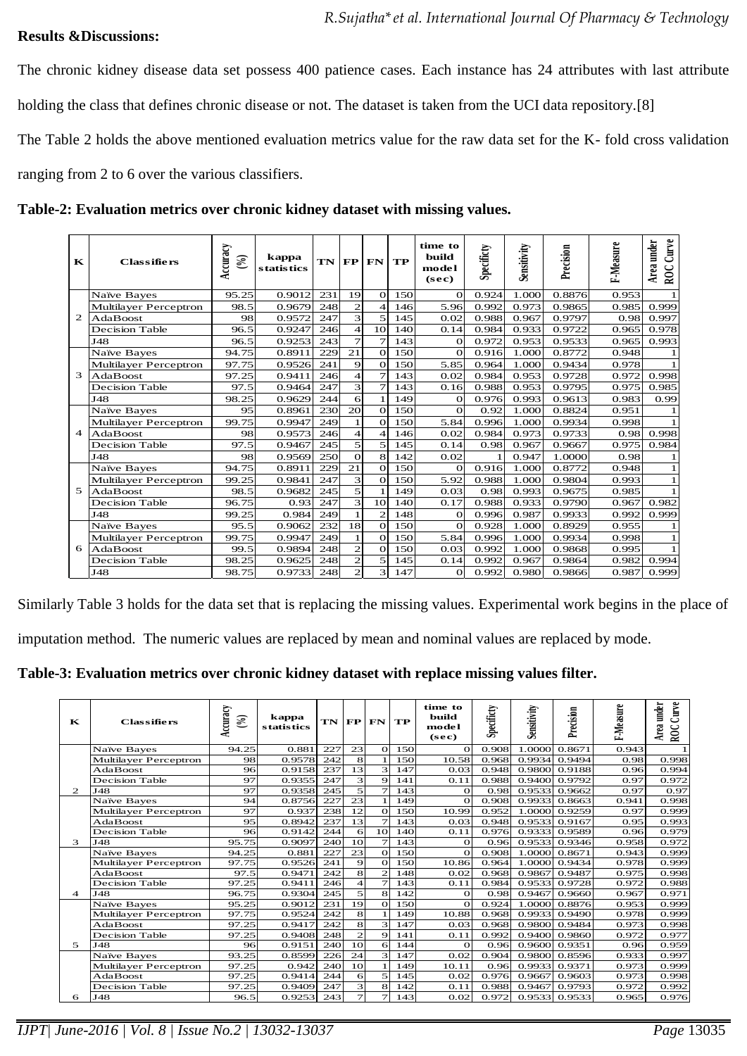**Results &Discussions:**

The chronic kidney disease data set possess 400 patience cases. Each instance has 24 attributes with last attribute holding the class that defines chronic disease or not. The dataset is taken from the UCI data repository.[8]

The Table 2 holds the above mentioned evaluation metrics value for the raw data set for the K- fold cross validation ranging from 2 to 6 over the various classifiers.

**Table-2: Evaluation metrics over chronic kidney dataset with missing values.**

| K | Classifiers | Accuracy (%) | kappa statistics | TN | FP | FN | TP | time to build model (sec) | Specificty | Sensitivity | Precision | F-Measure | Area under ROC Curve |
|---|---|---|---|---|---|---|---|---|---|---|---|---|---|
| 2 | Naïve Bayes | 95.25 | 0.9012 | 231 | 19 | 0 | 150 | 0 | 0.924 | 1.000 | 0.8876 | 0.953 | 1 |
| | Multilayer Perceptron | 98.5 | 0.9679 | 248 | 2 | 4 | 146 | 5.96 | 0.992 | 0.973 | 0.9865 | 0.985 | 0.999 |
| | AdaBoost | 98 | 0.9572 | 247 | 3 | 5 | 145 | 0.02 | 0.988 | 0.967 | 0.9797 | 0.98 | 0.997 |
| | Decision Table | 96.5 | 0.9247 | 246 | 4 | 10 | 140 | 0.14 | 0.984 | 0.933 | 0.9722 | 0.965 | 0.978 |
| | J48 | 96.5 | 0.9253 | 243 | 7 | 7 | 143 | 0 | 0.972 | 0.953 | 0.9533 | 0.965 | 0.993 |
| 3 | Naïve Bayes | 94.75 | 0.8911 | 229 | 21 | 0 | 150 | 0 | 0.916 | 1.000 | 0.8772 | 0.948 | 1 |
| | Multilayer Perceptron | 97.75 | 0.9526 | 241 | 9 | 0 | 150 | 5.85 | 0.964 | 1.000 | 0.9434 | 0.978 | 1 |
| | AdaBoost | 97.25 | 0.9411 | 246 | 4 | 7 | 143 | 0.02 | 0.984 | 0.953 | 0.9728 | 0.972 | 0.998 |
| | Decision Table | 97.5 | 0.9464 | 247 | 3 | 7 | 143 | 0.16 | 0.988 | 0.953 | 0.9795 | 0.975 | 0.985 |
| | J48 | 98.25 | 0.9629 | 244 | 6 | 1 | 149 | 0 | 0.976 | 0.993 | 0.9613 | 0.983 | 0.99 |
| 4 | Naïve Bayes | 95 | 0.8961 | 230 | 20 | 0 | 150 | 0 | 0.92 | 1.000 | 0.8824 | 0.951 | 1 |
| | Multilayer Perceptron | 99.75 | 0.9947 | 249 | 1 | 0 | 150 | 5.84 | 0.996 | 1.000 | 0.9934 | 0.998 | 1 |
| | AdaBoost | 98 | 0.9573 | 246 | 4 | 4 | 146 | 0.02 | 0.984 | 0.973 | 0.9733 | 0.98 | 0.998 |
| | Decision Table | 97.5 | 0.9467 | 245 | 5 | 5 | 145 | 0.14 | 0.98 | 0.967 | 0.9667 | 0.975 | 0.984 |
| | J48 | 98 | 0.9569 | 250 | 0 | 8 | 142 | 0.02 | 1 | 0.947 | 1.0000 | 0.98 | 1 |
| 5 | Naïve Bayes | 94.75 | 0.8911 | 229 | 21 | 0 | 150 | 0 | 0.916 | 1.000 | 0.8772 | 0.948 | 1 |
| | Multilayer Perceptron | 99.25 | 0.9841 | 247 | 3 | 0 | 150 | 5.92 | 0.988 | 1.000 | 0.9804 | 0.993 | 1 |
| | AdaBoost | 98.5 | 0.9682 | 245 | 5 | 1 | 149 | 0.03 | 0.98 | 0.993 | 0.9675 | 0.985 | 1 |
| | Decision Table | 96.75 | 0.93 | 247 | 3 | 10 | 140 | 0.17 | 0.988 | 0.933 | 0.9790 | 0.967 | 0.982 |
| | J48 | 99.25 | 0.984 | 249 | 1 | 2 | 148 | 0 | 0.996 | 0.987 | 0.9933 | 0.992 | 0.999 |
| 6 | Naïve Bayes | 95.5 | 0.9062 | 232 | 18 | 0 | 150 | 0 | 0.928 | 1.000 | 0.8929 | 0.955 | 1 |
| | Multilayer Perceptron | 99.75 | 0.9947 | 249 | 1 | 0 | 150 | 5.84 | 0.996 | 1.000 | 0.9934 | 0.998 | 1 |
| | AdaBoost | 99.5 | 0.9894 | 248 | 2 | 0 | 150 | 0.03 | 0.992 | 1.000 | 0.9868 | 0.995 | 1 |
| | Decision Table | 98.25 | 0.9625 | 248 | 2 | 5 | 145 | 0.14 | 0.992 | 0.967 | 0.9864 | 0.982 | 0.994 |
| | J48 | 98.75 | 0.9733 | 248 | 2 | 3 | 147 | 0 | 0.992 | 0.980 | 0.9866 | 0.987 | 0.999 |

Similarly Table 3 holds for the data set that is replacing the missing values. Experimental work begins in the place of imputation method. The numeric values are replaced by mean and nominal values are replaced by mode.

**Table-3: Evaluation metrics over chronic kidney dataset with replace missing values filter.**

| K | Classifiers | Accuracy (%) | kappa statistics | TN | FP | FN | TP | time to build model (sec) | Specificty | Sensitivity | Precision | F-Measure | Area under ROC Curve |
|---|---|---|---|---|---|---|---|---|---|---|---|---|---|
| 2 | Naïve Bayes | 94.25 | 0.881 | 227 | 23 | 0 | 150 | 0 | 0.908 | 1.0000 | 0.8671 | 0.943 | 1 |
| | Multilayer Perceptron | 98 | 0.9578 | 242 | 8 | 1 | 150 | 10.58 | 0.968 | 0.9934 | 0.9494 | 0.98 | 0.998 |
| | AdaBoost | 96 | 0.9158 | 237 | 13 | 3 | 147 | 0.03 | 0.948 | 0.9800 | 0.9188 | 0.96 | 0.994 |
| | Decision Table | 97 | 0.9355 | 247 | 3 | 9 | 141 | 0.11 | 0.988 | 0.9400 | 0.9792 | 0.97 | 0.972 |
| | J48 | 97 | 0.9358 | 245 | 5 | 7 | 143 | 0 | 0.98 | 0.9533 | 0.9662 | 0.97 | 0.97 |
| 3 | Naïve Bayes | 94 | 0.8756 | 227 | 23 | 1 | 149 | 0 | 0.908 | 0.9933 | 0.8663 | 0.941 | 0.998 |
| | Multilayer Perceptron | 97 | 0.937 | 238 | 12 | 0 | 150 | 10.99 | 0.952 | 1.0000 | 0.9259 | 0.97 | 0.999 |
| | AdaBoost | 95 | 0.8942 | 237 | 13 | 7 | 143 | 0.03 | 0.948 | 0.9533 | 0.9167 | 0.95 | 0.993 |
| | Decision Table | 96 | 0.9142 | 244 | 6 | 10 | 140 | 0.11 | 0.976 | 0.9333 | 0.9589 | 0.96 | 0.979 |
| | J48 | 95.75 | 0.9097 | 240 | 10 | 7 | 143 | 0 | 0.96 | 0.9533 | 0.9346 | 0.958 | 0.972 |
| 4 | Naïve Bayes | 94.25 | 0.881 | 227 | 23 | 0 | 150 | 0 | 0.908 | 1.0000 | 0.8671 | 0.943 | 0.999 |
| | Multilayer Perceptron | 97.75 | 0.9526 | 241 | 9 | 0 | 150 | 10.86 | 0.964 | 1.0000 | 0.9434 | 0.978 | 0.999 |
| | AdaBoost | 97.5 | 0.9471 | 242 | 8 | 2 | 148 | 0.02 | 0.968 | 0.9867 | 0.9487 | 0.975 | 0.998 |
| | Decision Table | 97.25 | 0.9411 | 246 | 4 | 7 | 143 | 0.11 | 0.984 | 0.9533 | 0.9728 | 0.972 | 0.988 |
| | J48 | 96.75 | 0.9304 | 245 | 5 | 8 | 142 | 0 | 0.98 | 0.9467 | 0.9660 | 0.967 | 0.971 |
| 5 | Naïve Bayes | 95.25 | 0.9012 | 231 | 19 | 0 | 150 | 0 | 0.924 | 1.0000 | 0.8876 | 0.953 | 0.999 |
| | Multilayer Perceptron | 97.75 | 0.9524 | 242 | 8 | 1 | 149 | 10.88 | 0.968 | 0.9933 | 0.9490 | 0.978 | 0.999 |
| | AdaBoost | 97.25 | 0.9417 | 242 | 8 | 3 | 147 | 0.03 | 0.968 | 0.9800 | 0.9484 | 0.973 | 0.998 |
| | Decision Table | 97.25 | 0.9408 | 248 | 2 | 9 | 141 | 0.11 | 0.992 | 0.9400 | 0.9860 | 0.972 | 0.977 |
| | J48 | 96 | 0.9151 | 240 | 10 | 6 | 144 | 0 | 0.96 | 0.9600 | 0.9351 | 0.96 | 0.959 |
| 6 | Naïve Bayes | 93.25 | 0.8599 | 226 | 24 | 3 | 147 | 0.02 | 0.904 | 0.9800 | 0.8596 | 0.933 | 0.997 |
| | Multilayer Perceptron | 97.25 | 0.942 | 240 | 10 | 1 | 149 | 10.11 | 0.96 | 0.9933 | 0.9371 | 0.973 | 0.999 |
| | AdaBoost | 97.25 | 0.9414 | 244 | 6 | 5 | 145 | 0.02 | 0.976 | 0.9667 | 0.9603 | 0.973 | 0.998 |
| | Decision Table | 97.25 | 0.9409 | 247 | 3 | 8 | 142 | 0.11 | 0.988 | 0.9467 | 0.9793 | 0.972 | 0.992 |
| | J48 | 96.5 | 0.9253 | 243 | 7 | 7 | 143 | 0.02 | 0.972 | 0.9533 | 0.9533 | 0.965 | 0.976 |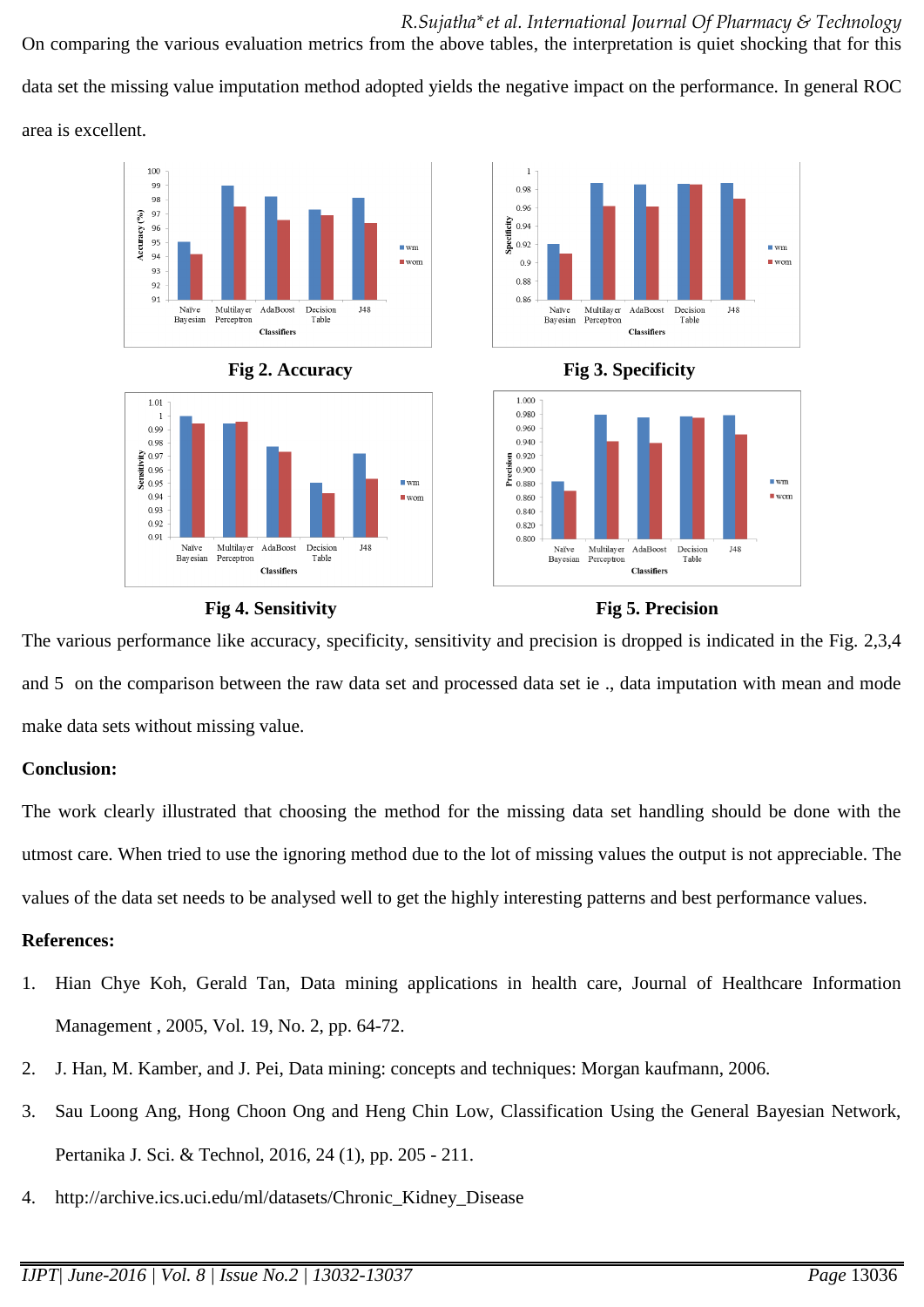On comparing the various evaluation metrics from the above tables, the interpretation is quiet shocking that for this data set the missing value imputation method adopted yields the negative impact on the performance. In general ROC area is excellent.

Fig 2. Accuracy

Fig 3. Specificity

Fig 4. Sensitivity

Fig 5. Precision

The various performance like accuracy, specificity, sensitivity and precision is dropped is indicated in the Fig. 2,3,4 and 5 on the comparison between the raw data set and processed data set ie ., data imputation with mean and mode make data sets without missing value.

**Conclusion:**

The work clearly illustrated that choosing the method for the missing data set handling should be done with the utmost care. When tried to use the ignoring method due to the lot of missing values the output is not appreciable. The values of the data set needs to be analysed well to get the highly interesting patterns and best performance values.

**References:**

1. Hian Chye Koh, Gerald Tan, Data mining applications in health care, Journal of Healthcare Information Management , 2005, Vol. 19, No. 2, pp. 64-72.
2. J. Han, M. Kamber, and J. Pei, Data mining: concepts and techniques: Morgan kaufmann, 2006.
3. Sau Loong Ang, Hong Choon Ong and Heng Chin Low, Classification Using the General Bayesian Network, Pertanika J. Sci. & Technol, 2016, 24 (1), pp. 205 - 211.
4. http://archive.ics.uci.edu/ml/datasets/Chronic_Kidney_Disease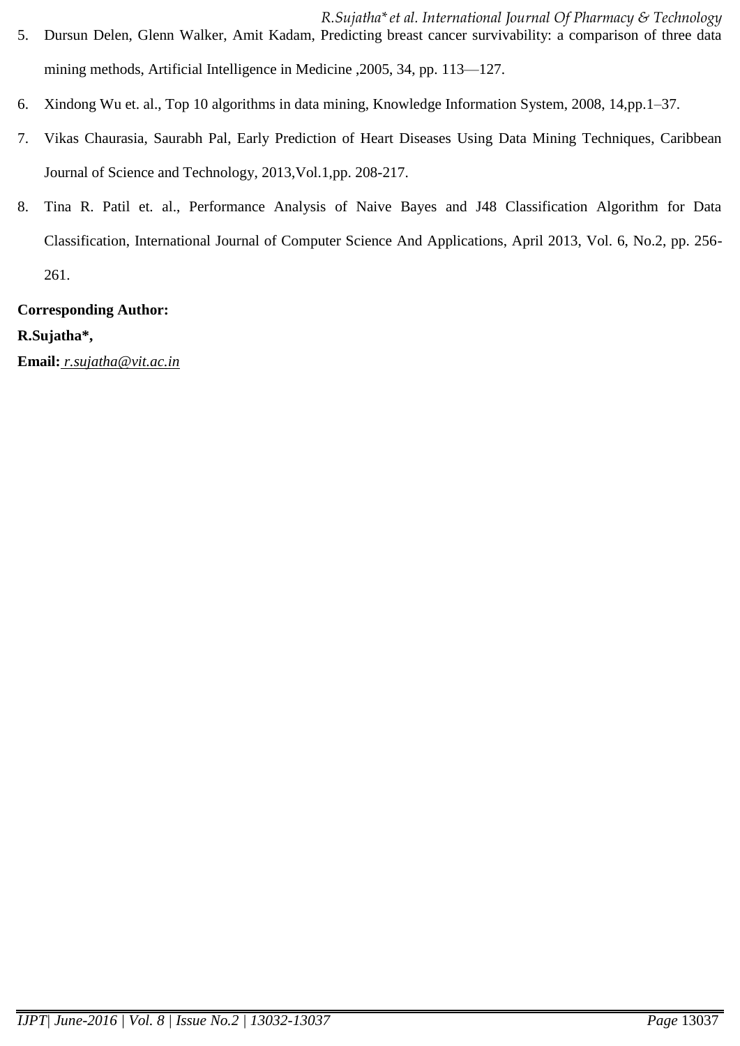5. Dursun Delen, Glenn Walker, Amit Kadam, Predicting breast cancer survivability: a comparison of three data mining methods, Artificial Intelligence in Medicine ,2005, 34, pp. 113—127.
6. Xindong Wu et. al., Top 10 algorithms in data mining, Knowledge Information System, 2008, 14,pp.1–37.
7. Vikas Chaurasia, Saurabh Pal, Early Prediction of Heart Diseases Using Data Mining Techniques, Caribbean Journal of Science and Technology, 2013,Vol.1,pp. 208-217.
8. Tina R. Patil et. al., Performance Analysis of Naive Bayes and J48 Classification Algorithm for Data Classification, International Journal of Computer Science And Applications, April 2013, Vol. 6, No.2, pp. 256-261.

**Corresponding Author:**

**R.Sujatha*,**

**Email:** *r.sujatha@vit.ac.in*